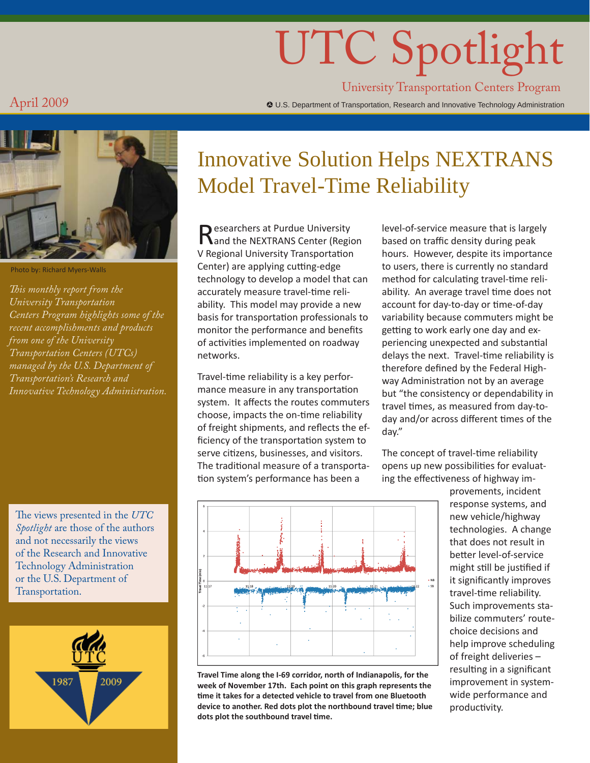# UTC Spotlight

University Transportation Centers Program

U.S. Department of Transportation, Research and Innovative Technology Administration

April 2009

Photo by: Richard Myers-Walls

*This monthly report from the University Transportation Centers Program highlights some of the recent accomplishments and products from one of the University Transportation Centers (UTCs) managed by the U.S. Department of Transportation's Research and Innovative Technology Administration.*

The views presented in the *UTC Spotlight* are those of the authors and not necessarily the views of the Research and Innovative Technology Administration or the U.S. Department of Transportation.

## Innovative Solution Helps NEXTRANS Model Travel-Time Reliability

Researchers at Purdue University and the NEXTRANS Center (Region V Regional University Transportation Center) are applying cutting-edge technology to develop a model that can accurately measure travel-time reliability. This model may provide a new basis for transportation professionals to monitor the performance and benefits of activities implemented on roadway networks.

Travel-time reliability is a key performance measure in any transportation system. It affects the routes commuters choose, impacts the on-time reliability of freight shipments, and reflects the efficiency of the transportation system to serve citizens, businesses, and visitors. The traditional measure of a transportation system's performance has been a level-of-service measure that is largely based on traffic density during peak hours. However, despite its importance to users, there is currently no standard method for calculating travel-time reliability. An average travel time does not account for day-to-day or time-of-day variability because commuters might be getting to work early one day and experiencing unexpected and substantial delays the next. Travel-time reliability is therefore defined by the Federal Highway Administration not by an average but "the consistency or dependability in travel times, as measured from day-to-day and/or across different times of the day."

The concept of travel-time reliability opens up new possibilities for evaluating the effectiveness of highway improvements, incident response systems, and new vehicle/highway technologies. A change that does not result in better level-of-service might still be justified if it significantly improves travel-time reliability. Such improvements stabilize commuters' route-choice decisions and help improve scheduling of freight deliveries – resulting in a significant improvement in system-wide performance and productivity.

**Travel Time along the I-69 corridor, north of Indianapolis, for the week of November 17th. Each point on this graph represents the time it takes for a detected vehicle to travel from one Bluetooth device to another. Red dots plot the northbound travel time; blue dots plot the southbound travel time.**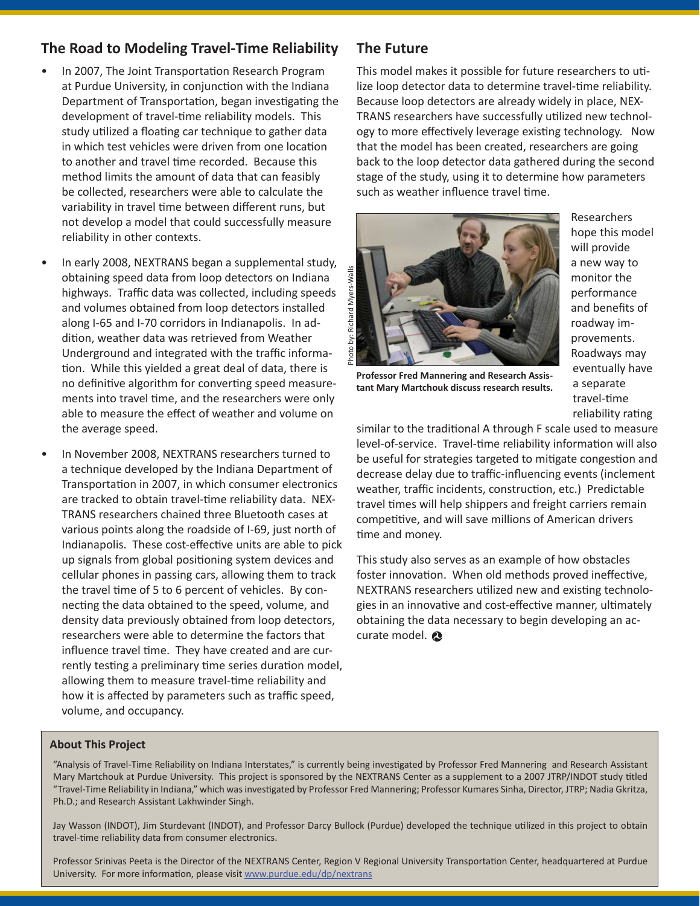## The Road to Modeling Travel-Time Reliability

- In 2007, The Joint Transportation Research Program at Purdue University, in conjunction with the Indiana Department of Transportation, began investigating the development of travel-time reliability models. This study utilized a floating car technique to gather data in which test vehicles were driven from one location to another and travel time recorded. Because this method limits the amount of data that can feasibly be collected, researchers were able to calculate the variability in travel time between different runs, but not develop a model that could successfully measure reliability in other contexts.
- In early 2008, NEXTRANS began a supplemental study, obtaining speed data from loop detectors on Indiana highways. Traffic data was collected, including speeds and volumes obtained from loop detectors installed along I-65 and I-70 corridors in Indianapolis. In addition, weather data was retrieved from Weather Underground and integrated with the traffic information. While this yielded a great deal of data, there is no definitive algorithm for converting speed measurements into travel time, and the researchers were only able to measure the effect of weather and volume on the average speed.
- In November 2008, NEXTRANS researchers turned to a technique developed by the Indiana Department of Transportation in 2007, in which consumer electronics are tracked to obtain travel-time reliability data. NEXTRANS researchers chained three Bluetooth cases at various points along the roadside of I-69, just north of Indianapolis. These cost-effective units are able to pick up signals from global positioning system devices and cellular phones in passing cars, allowing them to track the travel time of 5 to 6 percent of vehicles. By connecting the data obtained to the speed, volume, and density data previously obtained from loop detectors, researchers were able to determine the factors that influence travel time. They have created and are currently testing a preliminary time series duration model, allowing them to measure travel-time reliability and how it is affected by parameters such as traffic speed, volume, and occupancy.

## The Future

This model makes it possible for future researchers to utilize loop detector data to determine travel-time reliability. Because loop detectors are already widely in place, NEXTRANS researchers have successfully utilized new technology to more effectively leverage existing technology. Now that the model has been created, researchers are going back to the loop detector data gathered during the second stage of the study, using it to determine how parameters such as weather influence travel time.

Photo by: Richard Myers-Walls

**Professor Fred Mannering and Research Assistant Mary Martchouk discuss research results.**

Researchers hope this model will provide a new way to monitor the performance and benefits of roadway improvements. Roadways may eventually have a separate travel-time reliability rating similar to the traditional A through F scale used to measure level-of-service. Travel-time reliability information will also be useful for strategies targeted to mitigate congestion and decrease delay due to traffic-influencing events (inclement weather, traffic incidents, construction, etc.) Predictable travel times will help shippers and freight carriers remain competitive, and will save millions of American drivers time and money.

This study also serves as an example of how obstacles foster innovation. When old methods proved ineffective, NEXTRANS researchers utilized new and existing technologies in an innovative and cost-effective manner, ultimately obtaining the data necessary to begin developing an accurate model.

### About This Project

"Analysis of Travel-Time Reliability on Indiana Interstates," is currently being investigated by Professor Fred Mannering and Research Assistant Mary Martchouk at Purdue University. This project is sponsored by the NEXTRANS Center as a supplement to a 2007 JTRP/INDOT study titled "Travel-Time Reliability in Indiana," which was investigated by Professor Fred Mannering; Professor Kumares Sinha, Director, JTRP; Nadia Gkritza, Ph.D.; and Research Assistant Lakhwinder Singh.

Jay Wasson (INDOT), Jim Sturdevant (INDOT), and Professor Darcy Bullock (Purdue) developed the technique utilized in this project to obtain travel-time reliability data from consumer electronics.

Professor Srinivas Peeta is the Director of the NEXTRANS Center, Region V Regional University Transportation Center, headquartered at Purdue University. For more information, please visit www.purdue.edu/dp/nextrans